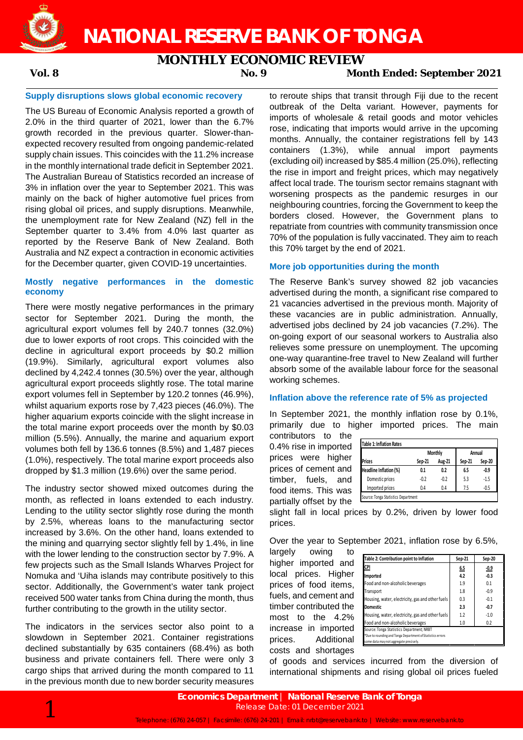# NATIONAL RESERVE BANK OF TONGA

## MONTHLY ECONOMIC REVIEW

**Vol. 8** **No. 9** **Month Ended: September 2021**

### Supply disruptions slows global economic recovery

The US Bureau of Economic Analysis reported a growth of 2.0% in the third quarter of 2021, lower than the 6.7% growth recorded in the previous quarter. Slower-than-expected recovery resulted from ongoing pandemic-related supply chain issues. This coincides with the 11.2% increase in the monthly international trade deficit in September 2021. The Australian Bureau of Statistics recorded an increase of 3% in inflation over the year to September 2021. This was mainly on the back of higher automotive fuel prices from rising global oil prices, and supply disruptions. Meanwhile, the unemployment rate for New Zealand (NZ) fell in the September quarter to 3.4% from 4.0% last quarter as reported by the Reserve Bank of New Zealand. Both Australia and NZ expect a contraction in economic activities for the December quarter, given COVID-19 uncertainties.

### Mostly negative performances in the domestic economy

There were mostly negative performances in the primary sector for September 2021. During the month, the agricultural export volumes fell by 240.7 tonnes (32.0%) due to lower exports of root crops. This coincided with the decline in agricultural export proceeds by $0.2 million (19.9%). Similarly, agricultural export volumes also declined by 4,242.4 tonnes (30.5%) over the year, although agricultural export proceeds slightly rose. The total marine export volumes fell in September by 120.2 tonnes (46.9%), whilst aquarium exports rose by 7,423 pieces (46.0%). The higher aquarium exports coincide with the slight increase in the total marine export proceeds over the month by $0.03 million (5.5%). Annually, the marine and aquarium export volumes both fell by 136.6 tonnes (8.5%) and 1,487 pieces (1.0%), respectively. The total marine export proceeds also dropped by $1.3 million (19.6%) over the same period.

The industry sector showed mixed outcomes during the month, as reflected in loans extended to each industry. Lending to the utility sector slightly rose during the month by 2.5%, whereas loans to the manufacturing sector increased by 3.6%. On the other hand, loans extended to the mining and quarrying sector slightly fell by 1.4%, in line with the lower lending to the construction sector by 7.9%. A few projects such as the Small Islands Wharves Project for Nomuka and 'Uiha islands may contribute positively to this sector. Additionally, the Government's water tank project received 500 water tanks from China during the month, thus further contributing to the growth in the utility sector.

The indicators in the services sector also point to a slowdown in September 2021. Container registrations declined substantially by 635 containers (68.4%) as both business and private containers fell. There were only 3 cargo ships that arrived during the month compared to 11 in the previous month due to new border security measures to reroute ships that transit through Fiji due to the recent outbreak of the Delta variant. However, payments for imports of wholesale & retail goods and motor vehicles rose, indicating that imports would arrive in the upcoming months. Annually, the container registrations fell by 143 containers (1.3%), while annual import payments (excluding oil) increased by $85.4 million (25.0%), reflecting the rise in import and freight prices, which may negatively affect local trade. The tourism sector remains stagnant with worsening prospects as the pandemic resurges in our neighbouring countries, forcing the Government to keep the borders closed. However, the Government plans to repatriate from countries with community transmission once 70% of the population is fully vaccinated. They aim to reach this 70% target by the end of 2021.

### More job opportunities during the month

The Reserve Bank's survey showed 82 job vacancies advertised during the month, a significant rise compared to 21 vacancies advertised in the previous month. Majority of these vacancies are in public administration. Annually, advertised jobs declined by 24 job vacancies (7.2%). The on-going export of our seasonal workers to Australia also relieves some pressure on unemployment. The upcoming one-way quarantine-free travel to New Zealand will further absorb some of the available labour force for the seasonal working schemes.

### Inflation above the reference rate of 5% as projected

In September 2021, the monthly inflation rose by 0.1%, primarily due to higher imported prices. The main contributors to the 0.4% rise in imported prices were higher prices of cement and timber, fuels, and food items. This was partially offset by the slight fall in local prices by 0.2%, driven by lower food prices.

**Table 1: Inflation Rates**

| Prices | Monthly | | Annual | |
|---|---|---|---|---|
| | Sep-21 | Aug-21 | Sep-21 | Sep-20 |
| **Headline Inflation (%)** | **0.1** | **0.2** | **6.5** | **-0.9** |
| Domestic prices | -0.2 | -0.2 | 5.3 | -1.5 |
| Imported prices | 0.4 | 0.4 | 7.5 | -0.5 |

Source: Tonga Statistics Department

Over the year to September 2021, inflation rose by 6.5%, largely owing to higher imported and local prices. Higher prices of food items, fuels, and cement and timber contributed the most to the 4.2% increase in imported prices. Additional costs and shortages of goods and services incurred from the diversion of international shipments and rising global oil prices fueled

**Table 2: Contribution point to Inflation**

| | Sep-21 | Sep-20 |
|---|---|---|
| **CPI** | **6.5** | **-0.9** |
| **Imported** | **4.2** | **-0.3** |
| Food and non-alcoholic beverages | 1.9 | 0.1 |
| Transport | 1.8 | -0.9 |
| Housing, water, electricity, gas and other fuels | 0.3 | -0.1 |
| **Domestic** | **2.3** | **-0.7** |
| Housing, water, electricity, gas and other fuels | 1.2 | -1.0 |
| Food and non-alcoholic beverages | 1.0 | 0.2 |

Source: Tonga Statistics Department; NRBT
*Due to rounding and Tonga Department of Statistics errors some data may not aggregate precisely.

**Economics Department | National Reserve Bank of Tonga**
Release Date: 01 December 2021
Telephone: (676) 24-057 | Facsimile: (676) 24-201 | Email: nrbt@reservebank.to | Website: www.reservebank.to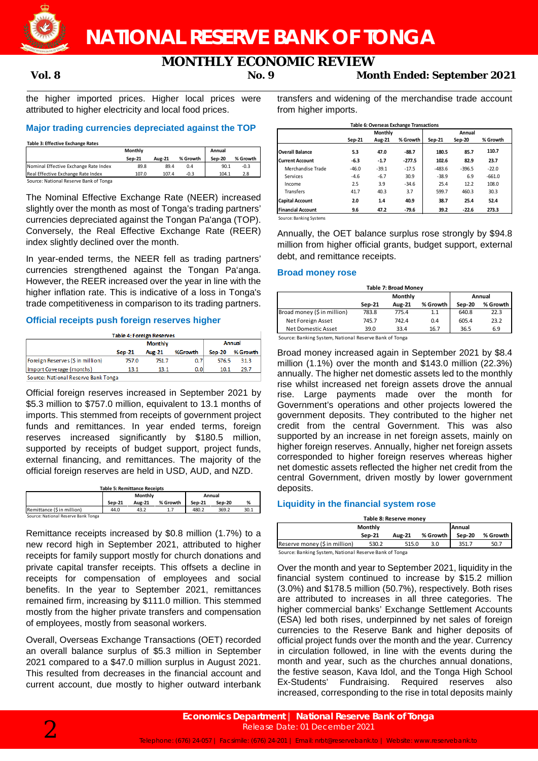the higher imported prices. Higher local prices were attributed to higher electricity and local food prices.

### Major trading currencies depreciated against the TOP

**Table 3: Effective Exchange Rates**

| | Monthly | | | Annual | |
|---|---|---|---|---|---|
| | Sep-21 | Aug-21 | % Growth | Sep-20 | % Growth |
| Nominal Effective Exchange Rate Index | 89.8 | 89.4 | 0.4 | 90.1 | -0.3 |
| Real Effective Exchange Rate Index | 107.0 | 107.4 | -0.3 | 104.1 | 2.8 |

Source: National Reserve Bank of Tonga

The Nominal Effective Exchange Rate (NEER) increased slightly over the month as most of Tonga's trading partners' currencies depreciated against the Tongan Pa'anga (TOP). Conversely, the Real Effective Exchange Rate (REER) index slightly declined over the month.

In year-ended terms, the NEER fell as trading partners' currencies strengthened against the Tongan Pa'anga. However, the REER increased over the year in line with the higher inflation rate. This is indicative of a loss in Tonga's trade competitiveness in comparison to its trading partners.

### Official receipts push foreign reserves higher

**Table 4: Foreign Reserves**

| | Monthly | | | Annual | |
|---|---|---|---|---|---|
| | Sep-21 | Aug-21 | %Growth | Sep-20 | % Growth |
| Foreign Reserves ($ in million) | 757.0 | 751.7 | 0.7 | 576.5 | 31.3 |
| Import Coverage (months) | 13.1 | 13.1 | 0.0 | 10.1 | 29.7 |

Source: National Reserve Bank Tonga

Official foreign reserves increased in September 2021 by $5.3 million to $757.0 million, equivalent to 13.1 months of imports. This stemmed from receipts of government project funds and remittances. In year ended terms, foreign reserves increased significantly by $180.5 million, supported by receipts of budget support, project funds, external financing, and remittances. The majority of the official foreign reserves are held in USD, AUD, and NZD.

**Table 5: Remittance Receipts**

| | Monthly | | | Annual | | |
|---|---|---|---|---|---|---|
| | Sep-21 | Aug-21 | % Growth | Sep-21 | Sep-20 | % |
| Remittance ($ in million) | 44.0 | 43.2 | 1.7 | 480.2 | 369.2 | 30.1 |

Source: National Reserve Bank Tonga

Remittance receipts increased by $0.8 million (1.7%) to a new record high in September 2021, attributed to higher receipts for family support mostly for church donations and private capital transfer receipts. This offsets a decline in receipts for compensation of employees and social benefits. In the year to September 2021, remittances remained firm, increasing by $111.0 million. This stemmed mostly from the higher private transfers and compensation of employees, mostly from seasonal workers.

Overall, Overseas Exchange Transactions (OET) recorded an overall balance surplus of $5.3 million in September 2021 compared to a $47.0 million surplus in August 2021. This resulted from decreases in the financial account and current account, due mostly to higher outward interbank transfers and widening of the merchandise trade account from higher imports.

**Table 6: Overseas Exchange Transactions**

| | Monthly | | | Annual | | |
|---|---|---|---|---|---|---|
| | Sep-21 | Aug-21 | % Growth | Sep-21 | Sep-20 | % Growth |
| **Overall Balance** | 5.3 | 47.0 | -88.7 | 180.5 | 85.7 | 110.7 |
| **Current Account** | -6.3 | -1.7 | -277.5 | 102.6 | 82.9 | 23.7 |
| Merchandise Trade | -46.0 | -39.1 | -17.5 | -483.6 | -396.5 | -22.0 |
| Services | -4.6 | -6.7 | 30.9 | -38.9 | 6.9 | -661.0 |
| Income | 2.5 | 3.9 | -34.6 | 25.4 | 12.2 | 108.0 |
| Transfers | 41.7 | 40.3 | 3.7 | 599.7 | 460.3 | 30.3 |
| **Capital Account** | 2.0 | 1.4 | 40.9 | 38.7 | 25.4 | 52.4 |
| **Financial Account** | 9.6 | 47.2 | -79.6 | 39.2 | -22.6 | 273.3 |

Source: Banking Systems

Annually, the OET balance surplus rose strongly by $94.8 million from higher official grants, budget support, external debt, and remittance receipts.

### Broad money rose

**Table 7: Broad Money**

| | Monthly | | | Annual | |
|---|---|---|---|---|---|
| | Sep-21 | Aug-21 | % Growth | Sep-20 | % Growth |
| Broad money ($ in million) | 783.8 | 775.4 | 1.1 | 640.8 | 22.3 |
| Net Foreign Asset | 745.7 | 742.4 | 0.4 | 605.4 | 23.2 |
| Net Domestic Asset | 39.0 | 33.4 | 16.7 | 36.5 | 6.9 |

Source: Banking Systems, National Reserve Bank of Tonga

Broad money increased again in September 2021 by $8.4 million (1.1%) over the month and $143.0 million (22.3%) annually. The higher net domestic assets led to the monthly rise whilst increased net foreign assets drove the annual rise. Large payments made over the month for Government's operations and other projects lowered the government deposits. They contributed to the higher net credit from the central Government. This was also supported by an increase in net foreign assets, mainly on higher foreign reserves. Annually, higher net foreign assets corresponded to higher foreign reserves whereas higher net domestic assets reflected the higher net credit from the central Government, driven mostly by lower government deposits.

### Liquidity in the financial system rose

**Table 8: Reserve money**

| | Monthly | | | Annual | |
|---|---|---|---|---|---|
| | Sep-21 | Aug-21 | % Growth | Sep-20 | % Growth |
| Reserve money ($ in million) | 530.2 | 515.0 | 3.0 | 351.7 | 50.7 |

Source: Banking System, National Reserve Bank of Tonga

Over the month and year to September 2021, liquidity in the financial system continued to increase by $15.2 million (3.0%) and $178.5 million (50.7%), respectively. Both rises are attributed to increases in all three categories. The higher commercial banks' Exchange Settlement Accounts (ESA) led both rises, underpinned by net sales of foreign currencies to the Reserve Bank and higher deposits of official project funds over the month and the year. Currency in circulation followed, in line with the events during the month and year, such as the churches annual donations, the festive season, Kava Idol, and the Tonga High School Ex-Students' Fundraising. Required reserves also increased, corresponding to the rise in total deposits mainly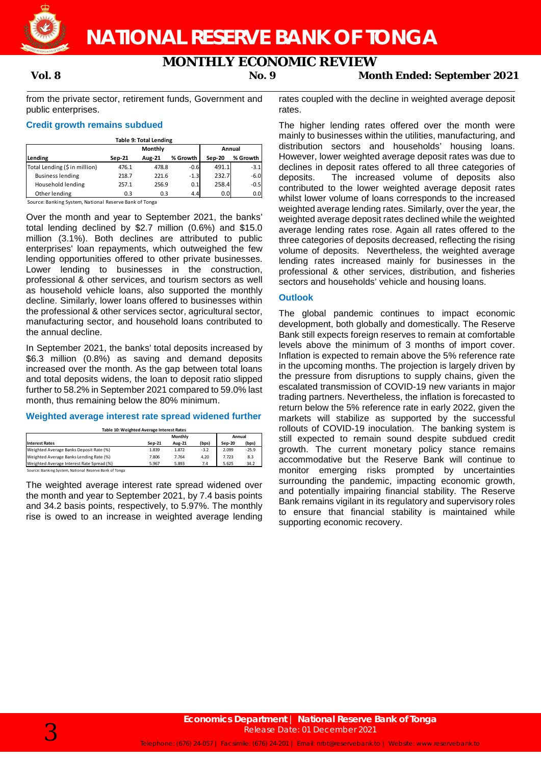from the private sector, retirement funds, Government and public enterprises.

### Credit growth remains subdued

**Table 9: Total Lending**

| | Monthly | | | Annual | |
|---|---|---|---|---|---|
| Lending | Sep-21 | Aug-21 | % Growth | Sep-20 | % Growth |
| Total Lending ($ in million) | 476.1 | 478.8 | -0.6 | 491.1 | -3.1 |
| Business lending | 218.7 | 221.6 | -1.3 | 232.7 | -6.0 |
| Household lending | 257.1 | 256.9 | 0.1 | 258.4 | -0.5 |
| Other lending | 0.3 | 0.3 | 4.4 | 0.0 | 0.0 |

Source: Banking System, National Reserve Bank of Tonga

Over the month and year to September 2021, the banks' total lending declined by $2.7 million (0.6%) and $15.0 million (3.1%). Both declines are attributed to public enterprises' loan repayments, which outweighed the few lending opportunities offered to other private businesses. Lower lending to businesses in the construction, professional & other services, and tourism sectors as well as household vehicle loans, also supported the monthly decline. Similarly, lower loans offered to businesses within the professional & other services sector, agricultural sector, manufacturing sector, and household loans contributed to the annual decline.

In September 2021, the banks' total deposits increased by $6.3 million (0.8%) as saving and demand deposits increased over the month. As the gap between total loans and total deposits widens, the loan to deposit ratio slipped further to 58.2% in September 2021 compared to 59.0% last month, thus remaining below the 80% minimum.

### Weighted average interest rate spread widened further

**Table 10: Weighted Average Interest Rates**

| | Monthly | | | Annual | |
|---|---|---|---|---|---|
| Interest Rates | Sep-21 | Aug-21 | (bps) | Sep-20 | (bps) |
| Weighted Average Banks Deposit Rate (%) | 1.839 | 1.872 | -3.2 | 2.099 | -25.9 |
| Weighted Average Banks Lending Rate (%) | 7.806 | 7.764 | 4.20 | 7.723 | 8.3 |
| Weighted Average Interest Rate Spread (%) | 5.967 | 5.893 | 7.4 | 5.625 | 34.2 |

Source: Banking System, National Reserve Bank of Tonga

The weighted average interest rate spread widened over the month and year to September 2021, by 7.4 basis points and 34.2 basis points, respectively, to 5.97%. The monthly rise is owed to an increase in weighted average lending rates coupled with the decline in weighted average deposit rates.

The higher lending rates offered over the month were mainly to businesses within the utilities, manufacturing, and distribution sectors and households' housing loans. However, lower weighted average deposit rates was due to declines in deposit rates offered to all three categories of deposits. The increased volume of deposits also contributed to the lower weighted average deposit rates whilst lower volume of loans corresponds to the increased weighted average lending rates. Similarly, over the year, the weighted average deposit rates declined while the weighted average lending rates rose. Again all rates offered to the three categories of deposits decreased, reflecting the rising volume of deposits. Nevertheless, the weighted average lending rates increased mainly for businesses in the professional & other services, distribution, and fisheries sectors and households' vehicle and housing loans.

### Outlook

The global pandemic continues to impact economic development, both globally and domestically. The Reserve Bank still expects foreign reserves to remain at comfortable levels above the minimum of 3 months of import cover. Inflation is expected to remain above the 5% reference rate in the upcoming months. The projection is largely driven by the pressure from disruptions to supply chains, given the escalated transmission of COVID-19 new variants in major trading partners. Nevertheless, the inflation is forecasted to return below the 5% reference rate in early 2022, given the markets will stabilize as supported by the successful rollouts of COVID-19 inoculation. The banking system is still expected to remain sound despite subdued credit growth. The current monetary policy stance remains accommodative but the Reserve Bank will continue to monitor emerging risks prompted by uncertainties surrounding the pandemic, impacting economic growth, and potentially impairing financial stability. The Reserve Bank remains vigilant in its regulatory and supervisory roles to ensure that financial stability is maintained while supporting economic recovery.

**Economics Department | National Reserve Bank of Tonga**
Release Date: 01 December 2021

Telephone: (676) 24-057 | Facsimile: (676) 24-201 | Email: nrbt@reservebank.to | Website: www.reservebank.to